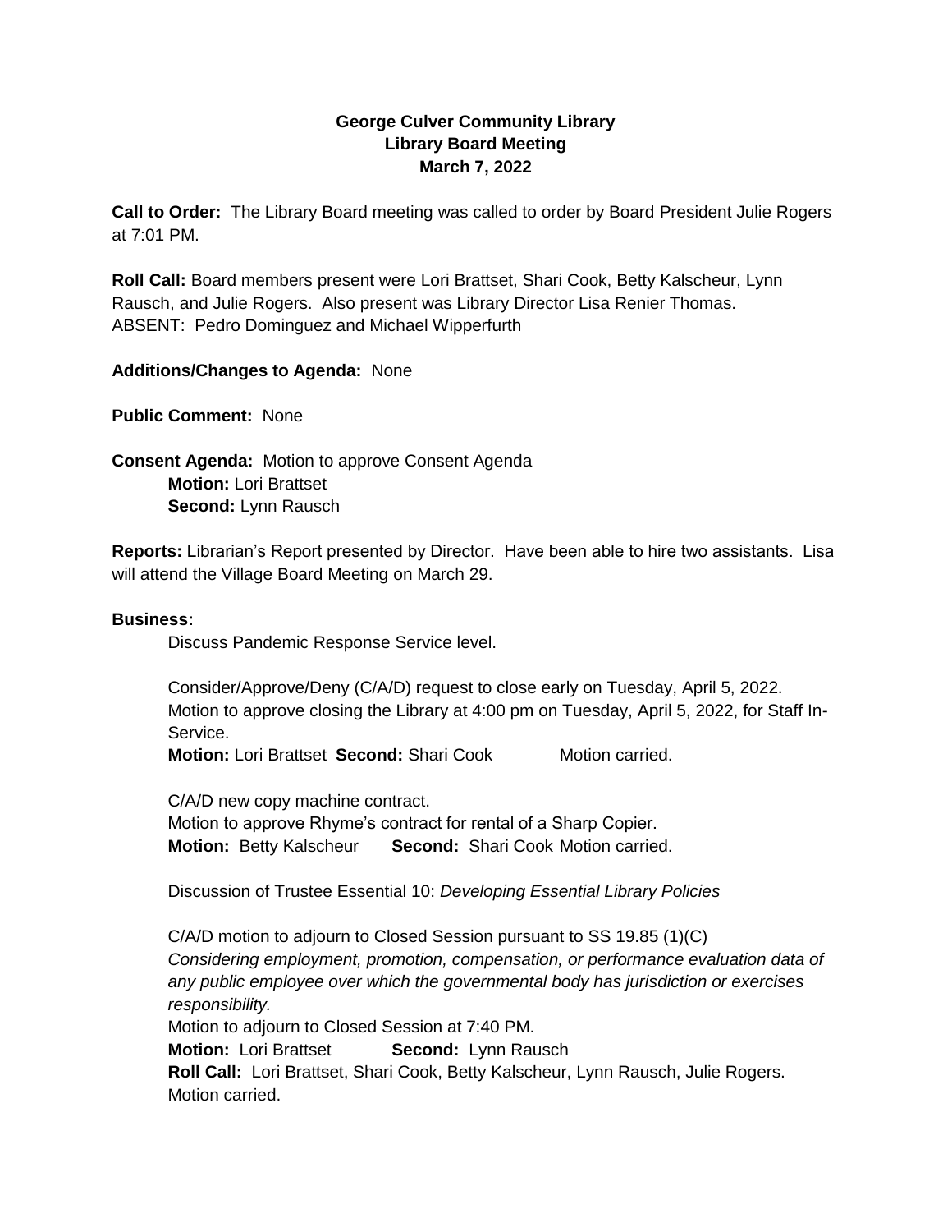**George Culver Community Library**
**Library Board Meeting**
**March 7, 2022**

**Call to Order:** The Library Board meeting was called to order by Board President Julie Rogers at 7:01 PM.

**Roll Call:** Board members present were Lori Brattset, Shari Cook, Betty Kalscheur, Lynn Rausch, and Julie Rogers. Also present was Library Director Lisa Renier Thomas.
ABSENT: Pedro Dominguez and Michael Wipperfurth

**Additions/Changes to Agenda:** None

**Public Comment:** None

**Consent Agenda:** Motion to approve Consent Agenda
**Motion:** Lori Brattset
**Second:** Lynn Rausch

**Reports:** Librarian's Report presented by Director. Have been able to hire two assistants. Lisa will attend the Village Board Meeting on March 29.

**Business:**

Discuss Pandemic Response Service level.

Consider/Approve/Deny (C/A/D) request to close early on Tuesday, April 5, 2022.
Motion to approve closing the Library at 4:00 pm on Tuesday, April 5, 2022, for Staff In-Service.
**Motion:** Lori Brattset **Second:** Shari Cook Motion carried.

C/A/D new copy machine contract.
Motion to approve Rhyme's contract for rental of a Sharp Copier.
**Motion:** Betty Kalscheur **Second:** Shari Cook Motion carried.

Discussion of Trustee Essential 10: *Developing Essential Library Policies*

C/A/D motion to adjourn to Closed Session pursuant to SS 19.85 (1)(C)
*Considering employment, promotion, compensation, or performance evaluation data of any public employee over which the governmental body has jurisdiction or exercises responsibility.*
Motion to adjourn to Closed Session at 7:40 PM.
**Motion:** Lori Brattset **Second:** Lynn Rausch
**Roll Call:** Lori Brattset, Shari Cook, Betty Kalscheur, Lynn Rausch, Julie Rogers.
Motion carried.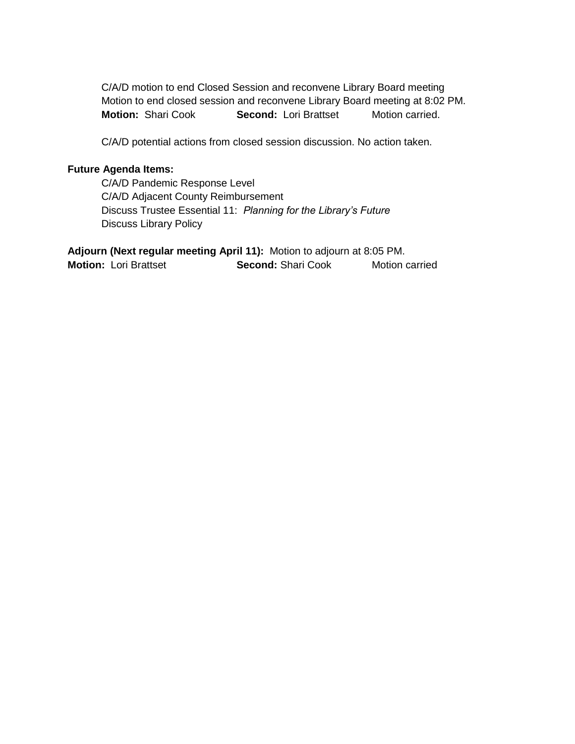C/A/D motion to end Closed Session and reconvene Library Board meeting
Motion to end closed session and reconvene Library Board meeting at 8:02 PM.
**Motion:** Shari Cook **Second:** Lori Brattset Motion carried.

C/A/D potential actions from closed session discussion. No action taken.

**Future Agenda Items:**

C/A/D Pandemic Response Level
C/A/D Adjacent County Reimbursement
Discuss Trustee Essential 11: *Planning for the Library's Future*
Discuss Library Policy

**Adjourn (Next regular meeting April 11):** Motion to adjourn at 8:05 PM.
**Motion:** Lori Brattset **Second:** Shari Cook Motion carried